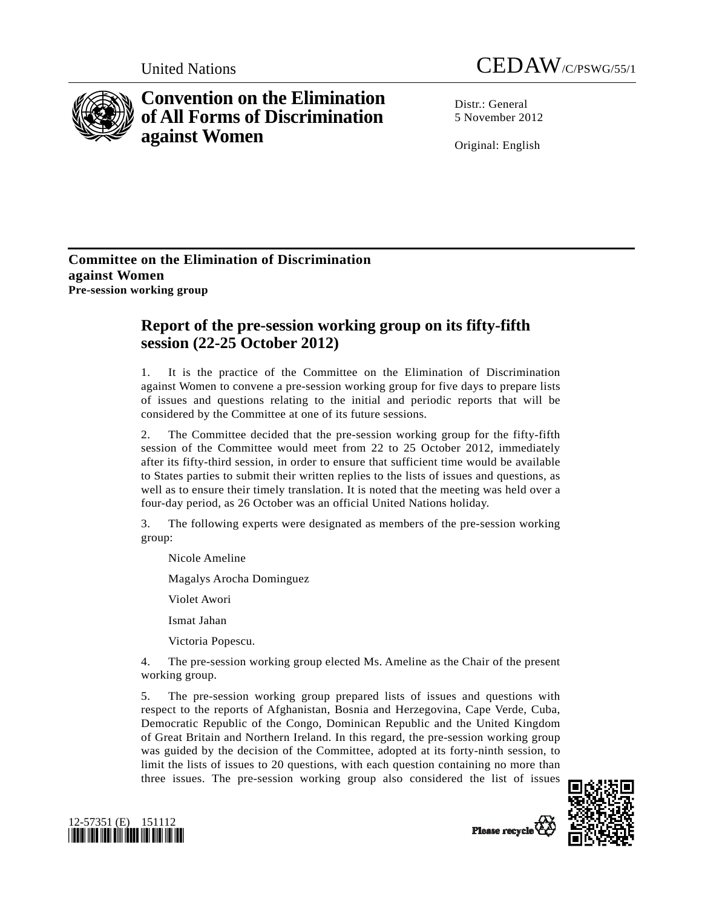United Nations

CEDAW/C/PSWG/55/1

# Convention on the Elimination of All Forms of Discrimination against Women

Distr.: General
5 November 2012

Original: English

**Committee on the Elimination of Discrimination against Women**
**Pre-session working group**

## Report of the pre-session working group on its fifty-fifth session (22-25 October 2012)

1. It is the practice of the Committee on the Elimination of Discrimination against Women to convene a pre-session working group for five days to prepare lists of issues and questions relating to the initial and periodic reports that will be considered by the Committee at one of its future sessions.

2. The Committee decided that the pre-session working group for the fifty-fifth session of the Committee would meet from 22 to 25 October 2012, immediately after its fifty-third session, in order to ensure that sufficient time would be available to States parties to submit their written replies to the lists of issues and questions, as well as to ensure their timely translation. It is noted that the meeting was held over a four-day period, as 26 October was an official United Nations holiday.

3. The following experts were designated as members of the pre-session working group:

Nicole Ameline

Magalys Arocha Dominguez

Violet Awori

Ismat Jahan

Victoria Popescu.

4. The pre-session working group elected Ms. Ameline as the Chair of the present working group.

5. The pre-session working group prepared lists of issues and questions with respect to the reports of Afghanistan, Bosnia and Herzegovina, Cape Verde, Cuba, Democratic Republic of the Congo, Dominican Republic and the United Kingdom of Great Britain and Northern Ireland. In this regard, the pre-session working group was guided by the decision of the Committee, adopted at its forty-ninth session, to limit the lists of issues to 20 questions, with each question containing no more than three issues. The pre-session working group also considered the list of issues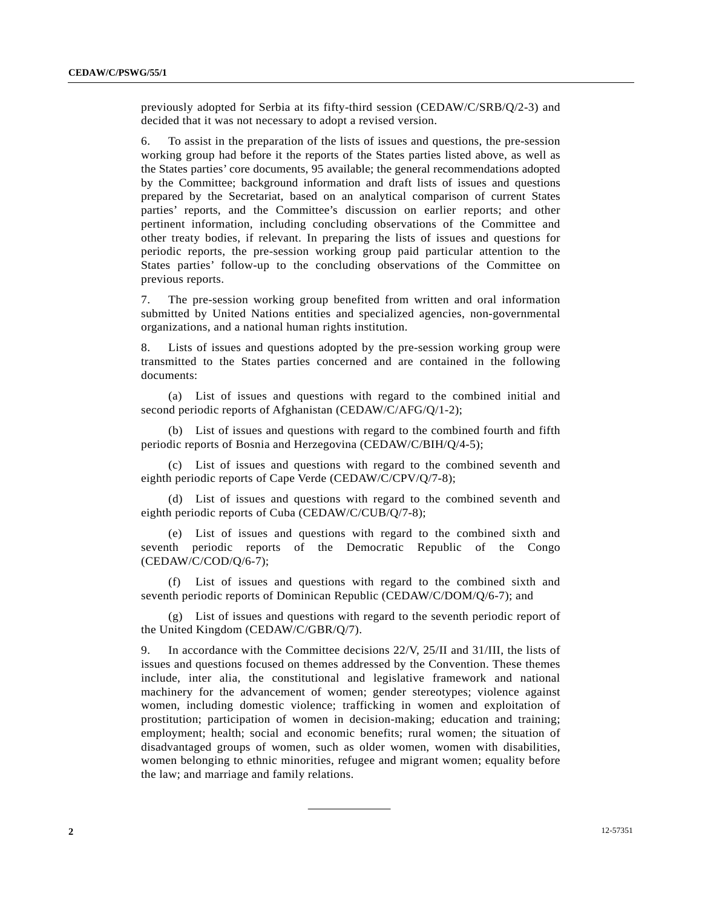previously adopted for Serbia at its fifty-third session (CEDAW/C/SRB/Q/2-3) and decided that it was not necessary to adopt a revised version.

6. To assist in the preparation of the lists of issues and questions, the pre-session working group had before it the reports of the States parties listed above, as well as the States parties' core documents, 95 available; the general recommendations adopted by the Committee; background information and draft lists of issues and questions prepared by the Secretariat, based on an analytical comparison of current States parties' reports, and the Committee's discussion on earlier reports; and other pertinent information, including concluding observations of the Committee and other treaty bodies, if relevant. In preparing the lists of issues and questions for periodic reports, the pre-session working group paid particular attention to the States parties' follow-up to the concluding observations of the Committee on previous reports.

7. The pre-session working group benefited from written and oral information submitted by United Nations entities and specialized agencies, non-governmental organizations, and a national human rights institution.

8. Lists of issues and questions adopted by the pre-session working group were transmitted to the States parties concerned and are contained in the following documents:

(a) List of issues and questions with regard to the combined initial and second periodic reports of Afghanistan (CEDAW/C/AFG/Q/1-2);

(b) List of issues and questions with regard to the combined fourth and fifth periodic reports of Bosnia and Herzegovina (CEDAW/C/BIH/Q/4-5);

(c) List of issues and questions with regard to the combined seventh and eighth periodic reports of Cape Verde (CEDAW/C/CPV/Q/7-8);

(d) List of issues and questions with regard to the combined seventh and eighth periodic reports of Cuba (CEDAW/C/CUB/Q/7-8);

(e) List of issues and questions with regard to the combined sixth and seventh periodic reports of the Democratic Republic of the Congo (CEDAW/C/COD/Q/6-7);

(f) List of issues and questions with regard to the combined sixth and seventh periodic reports of Dominican Republic (CEDAW/C/DOM/Q/6-7); and

(g) List of issues and questions with regard to the seventh periodic report of the United Kingdom (CEDAW/C/GBR/Q/7).

9. In accordance with the Committee decisions 22/V, 25/II and 31/III, the lists of issues and questions focused on themes addressed by the Convention. These themes include, inter alia, the constitutional and legislative framework and national machinery for the advancement of women; gender stereotypes; violence against women, including domestic violence; trafficking in women and exploitation of prostitution; participation of women in decision-making; education and training; employment; health; social and economic benefits; rural women; the situation of disadvantaged groups of women, such as older women, women with disabilities, women belonging to ethnic minorities, refugee and migrant women; equality before the law; and marriage and family relations.